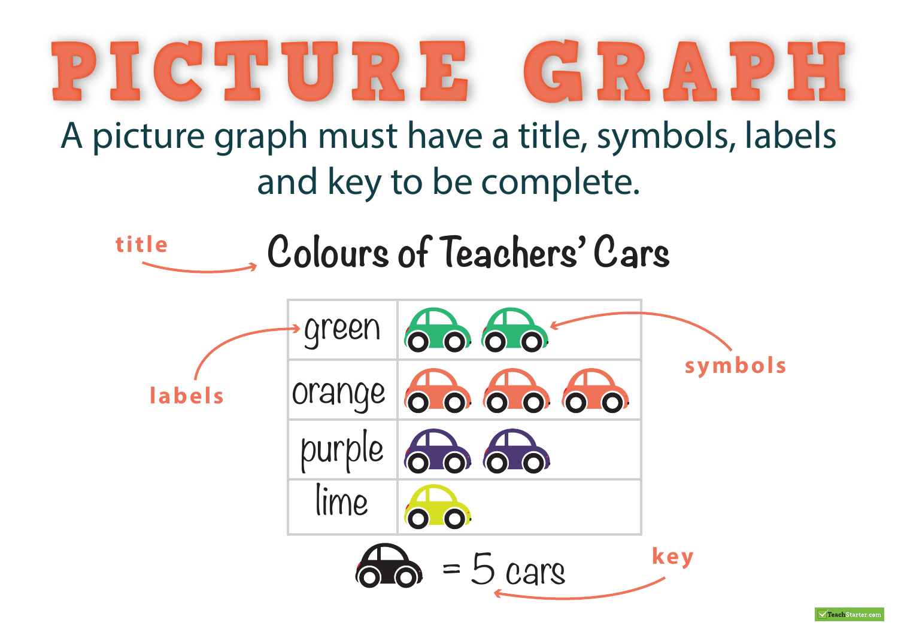# PICTURE GRAPH

A picture graph must have a title, symbols, labels and key to be complete.

title → **Colours of Teachers' Cars**

| | |
|---|---|
| green | 🚗 🚗 |
| orange | 🚗 🚗 🚗 |
| purple | 🚗 🚗 |
| lime | 🚗 |

labels

symbols

🚗 = 5 cars

key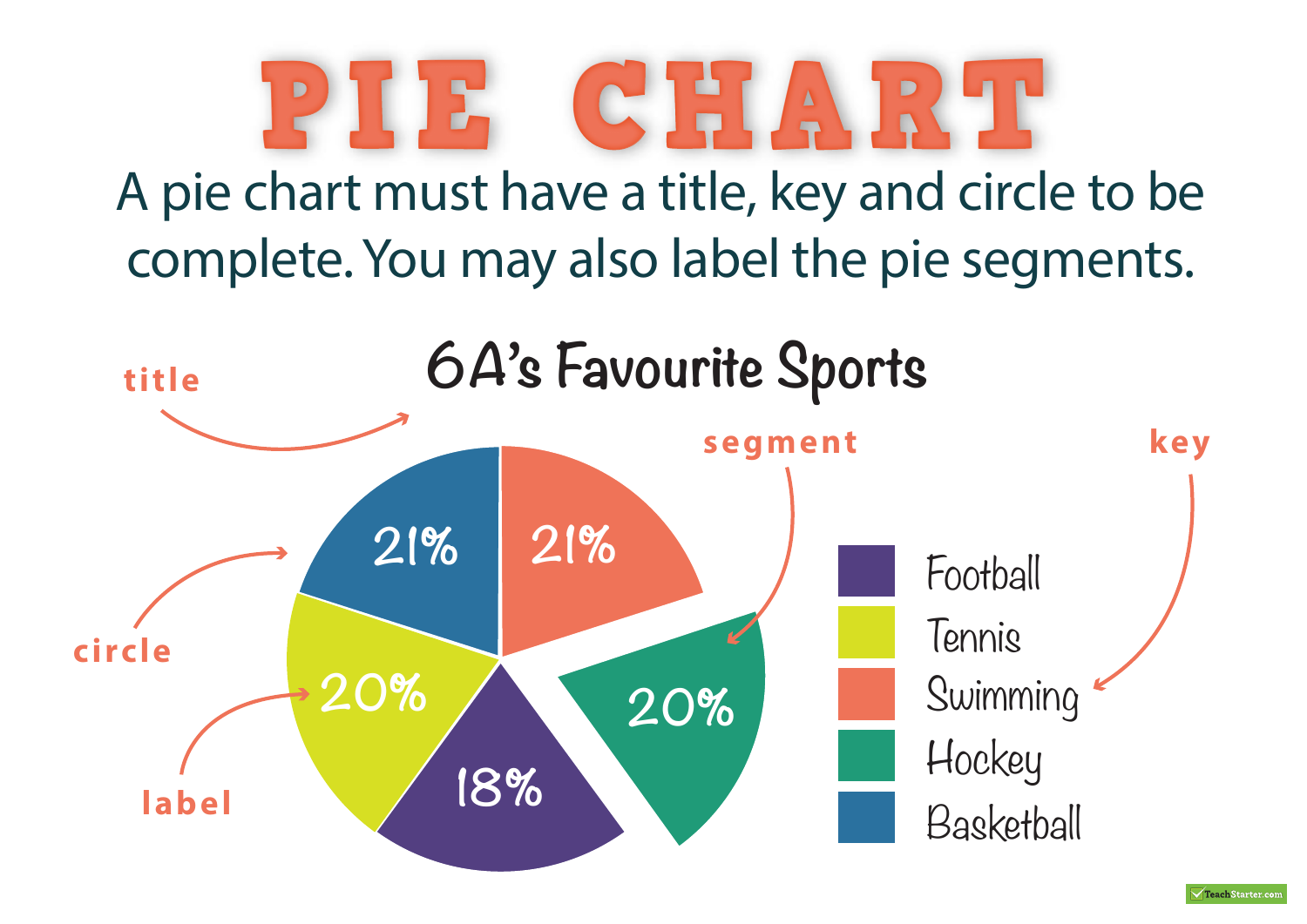# PIE CHART

A pie chart must have a title, key and circle to be complete. You may also label the pie segments.

## 6A's Favourite Sports

title

circle

label

segment

key

21%
21%
20%
20%
18%

| Key |
| --- |
| Football |
| Tennis |
| Swimming |
| Hockey |
| Basketball |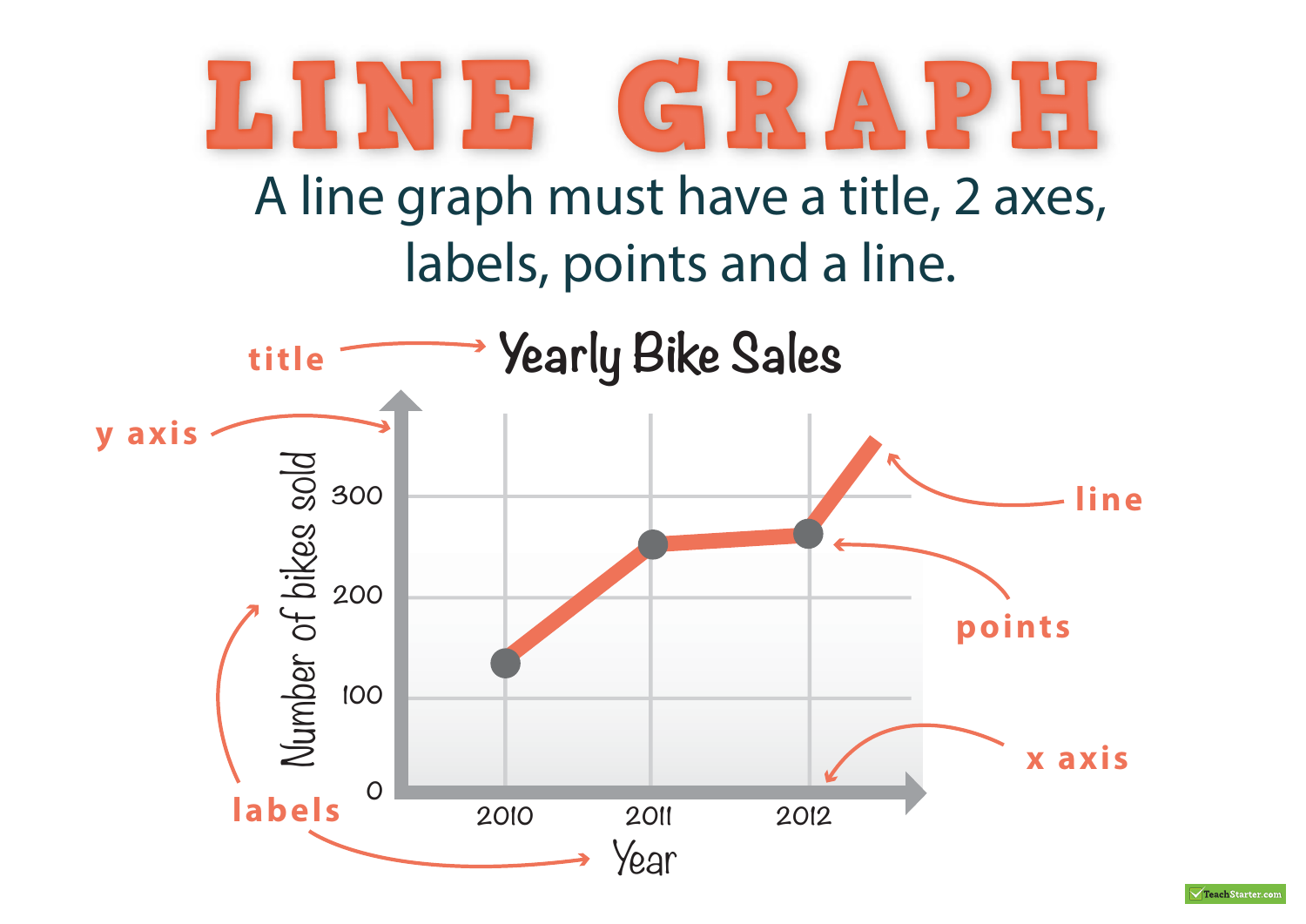# LINE GRAPH

A line graph must have a title, 2 axes, labels, points and a line.

title → Yearly Bike Sales

y axis

Number of bikes sold

300

200

100

0

2010 2011 2012

Year

line

points

x axis

labels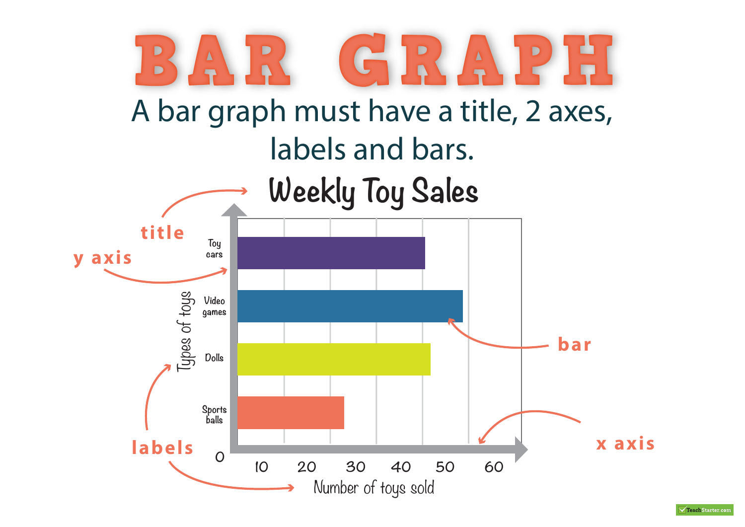# BAR GRAPH

A bar graph must have a title, 2 axes, labels and bars.

## Weekly Toy Sales

title

y axis

Types of toys

Toy cars

Video games

Dolls

Sports balls

bar

labels

0

10 20 30 40 50 60

Number of toys sold

x axis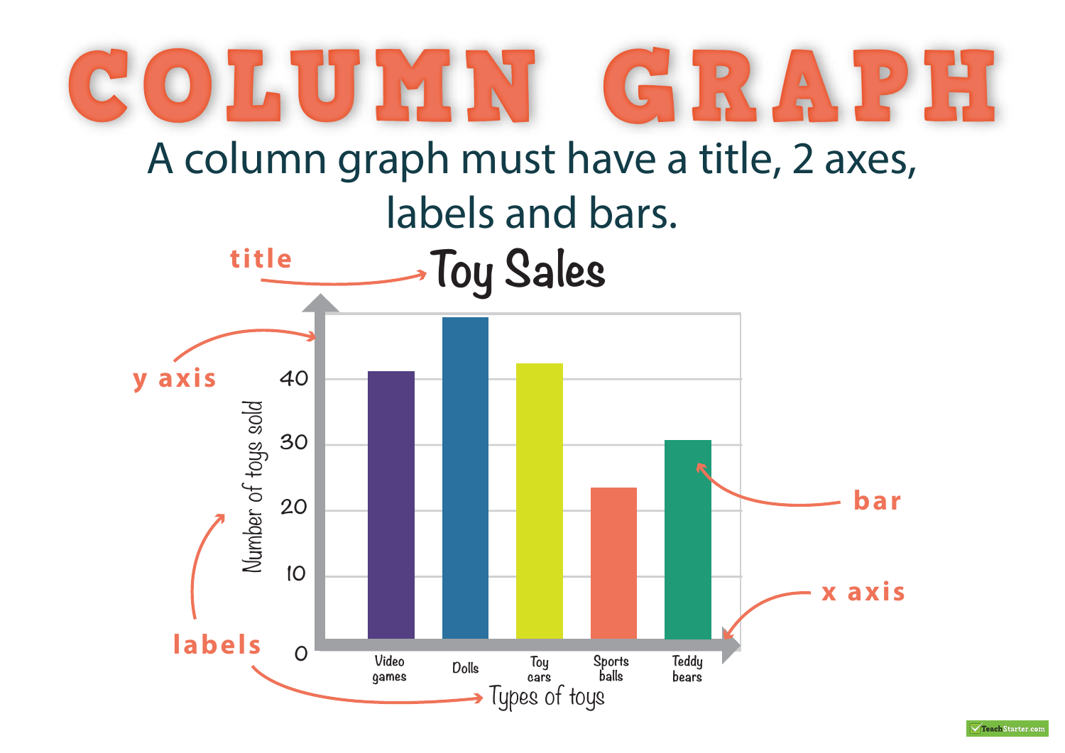# COLUMN GRAPH

A column graph must have a title, 2 axes, labels and bars.

title → Toy Sales

y axis

bar

x axis

labels

Number of toys sold

0, 10, 20, 30, 40

Video games | Dolls | Toy cars | Sports balls | Teddy bears

Types of toys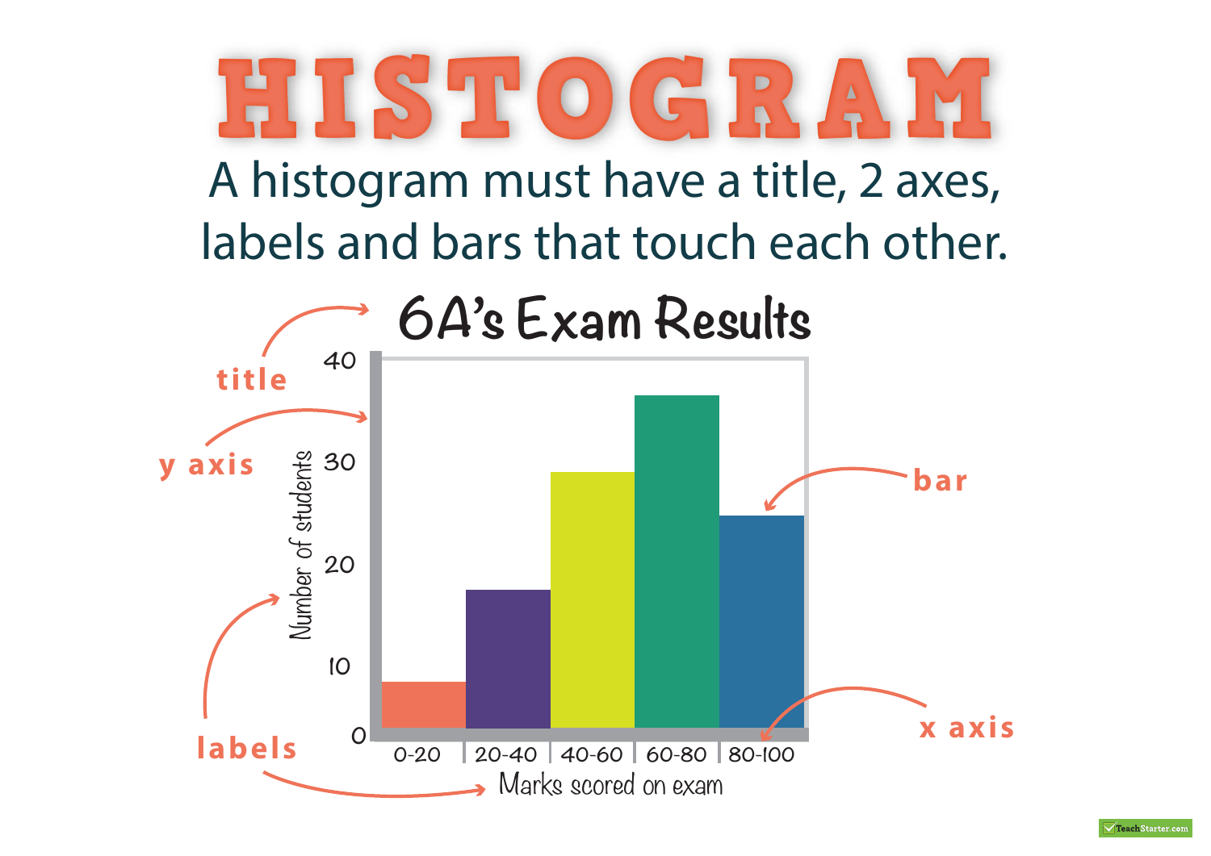# HISTOGRAM

A histogram must have a title, 2 axes, labels and bars that touch each other.

6A's Exam Results

title

y axis

bar

labels

x axis

Number of students

0

10

20

30

40

0-20

20-40

40-60

60-80

80-100

Marks scored on exam